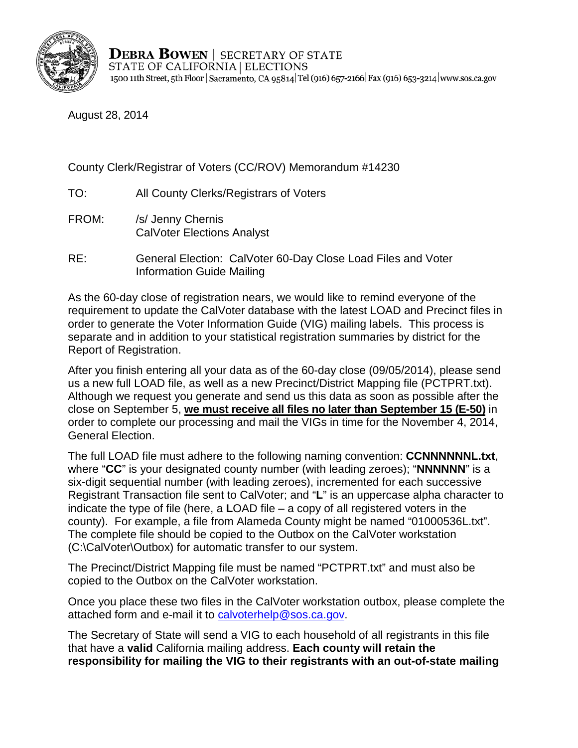**DEBRA BOWEN** | SECRETARY OF STATE
STATE OF CALIFORNIA | ELECTIONS
1500 11th Street, 5th Floor | Sacramento, CA 95814 | Tel (916) 657-2166 | Fax (916) 653-3214 | www.sos.ca.gov

August 28, 2014

County Clerk/Registrar of Voters (CC/ROV) Memorandum #14230

TO: All County Clerks/Registrars of Voters

FROM: /s/ Jenny Chernis
CalVoter Elections Analyst

RE: General Election: CalVoter 60-Day Close Load Files and Voter Information Guide Mailing

As the 60-day close of registration nears, we would like to remind everyone of the requirement to update the CalVoter database with the latest LOAD and Precinct files in order to generate the Voter Information Guide (VIG) mailing labels. This process is separate and in addition to your statistical registration summaries by district for the Report of Registration.

After you finish entering all your data as of the 60-day close (09/05/2014), please send us a new full LOAD file, as well as a new Precinct/District Mapping file (PCTPRT.txt). Although we request you generate and send us this data as soon as possible after the close on September 5, **we must receive all files no later than September 15 (E-50)** in order to complete our processing and mail the VIGs in time for the November 4, 2014, General Election.

The full LOAD file must adhere to the following naming convention: **CCNNNNNNL.txt**, where "**CC**" is your designated county number (with leading zeroes); "**NNNNNN**" is a six-digit sequential number (with leading zeroes), incremented for each successive Registrant Transaction file sent to CalVoter; and "**L**" is an uppercase alpha character to indicate the type of file (here, a **L**OAD file – a copy of all registered voters in the county). For example, a file from Alameda County might be named "01000536L.txt". The complete file should be copied to the Outbox on the CalVoter workstation (C:\CalVoter\Outbox) for automatic transfer to our system.

The Precinct/District Mapping file must be named "PCTPRT.txt" and must also be copied to the Outbox on the CalVoter workstation.

Once you place these two files in the CalVoter workstation outbox, please complete the attached form and e-mail it to calvoterhelp@sos.ca.gov.

The Secretary of State will send a VIG to each household of all registrants in this file that have a **valid** California mailing address. **Each county will retain the responsibility for mailing the VIG to their registrants with an out-of-state mailing**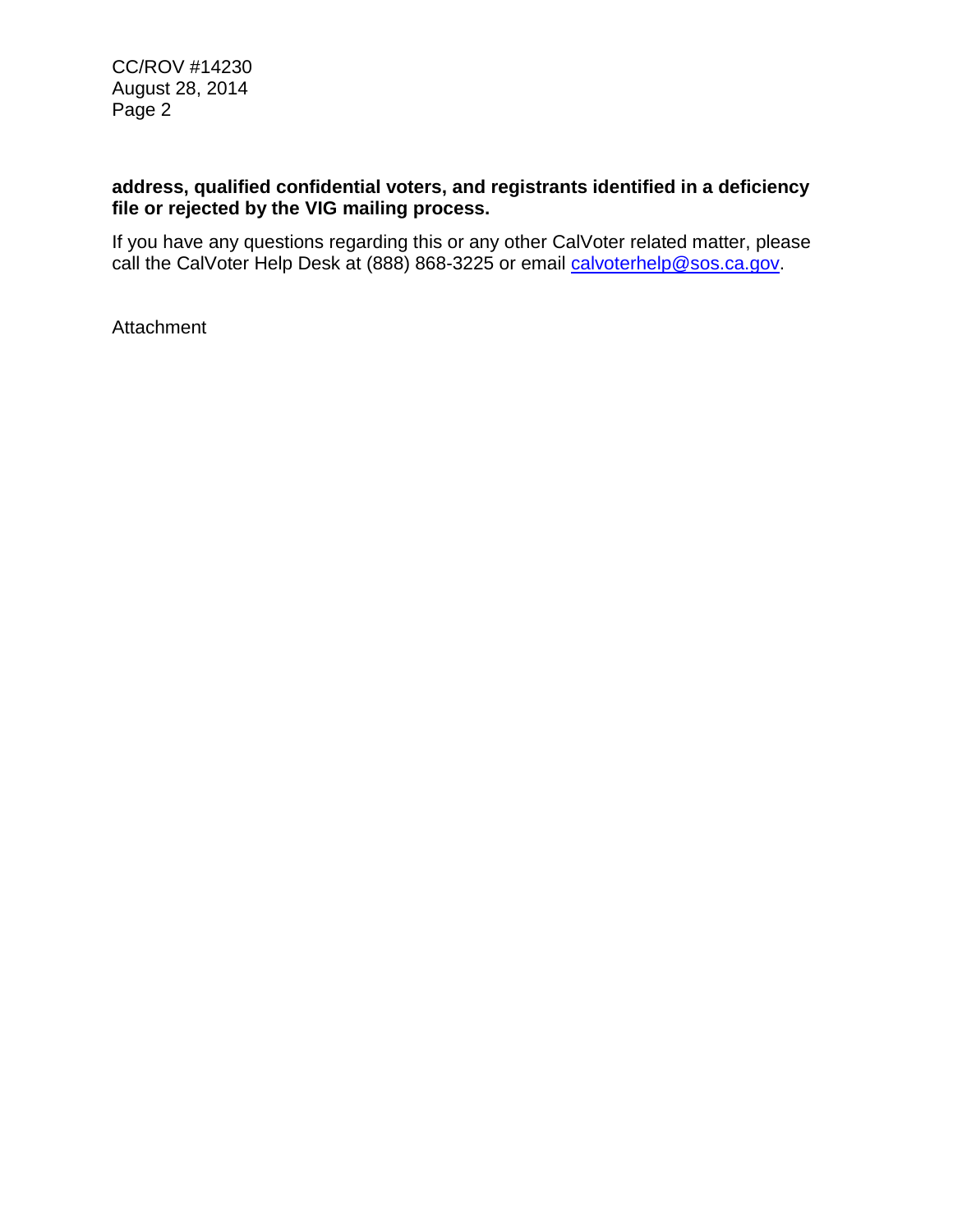**address, qualified confidential voters, and registrants identified in a deficiency file or rejected by the VIG mailing process.**

If you have any questions regarding this or any other CalVoter related matter, please call the CalVoter Help Desk at (888) 868-3225 or email calvoterhelp@sos.ca.gov.

Attachment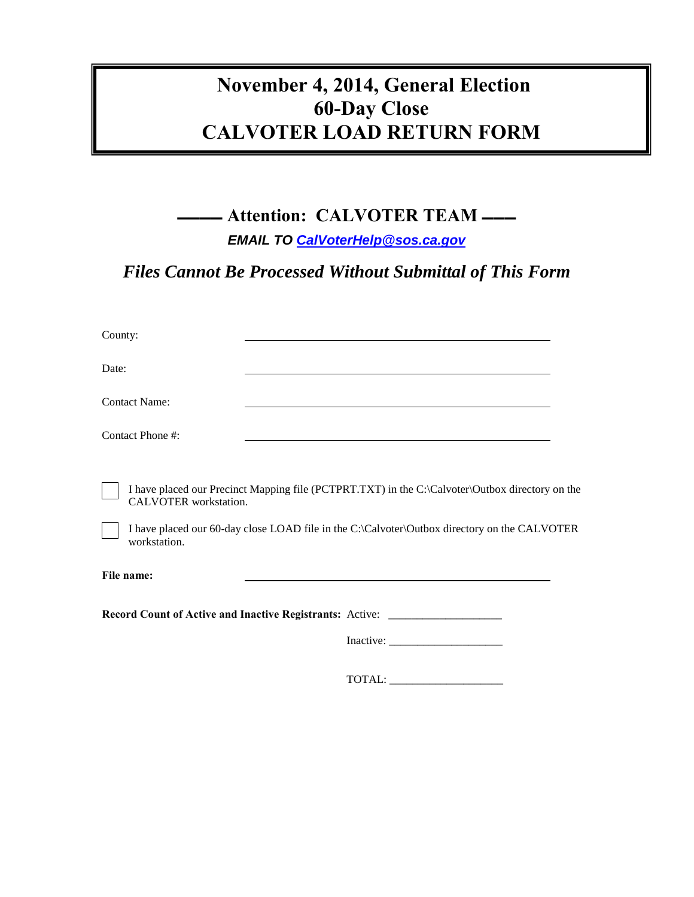# November 4, 2014, General Election
# 60-Day Close
# CALVOTER LOAD RETURN FORM

## —— Attention: CALVOTER TEAM ——

***EMAIL TO CalVoterHelp@sos.ca.gov***

***Files Cannot Be Processed Without Submittal of This Form***

County: ______________________________

Date: ______________________________

Contact Name: ______________________________

Contact Phone #: ______________________________

☐ I have placed our Precinct Mapping file (PCTPRT.TXT) in the C:\Calvoter\Outbox directory on the CALVOTER workstation.

☐ I have placed our 60-day close LOAD file in the C:\Calvoter\Outbox directory on the CALVOTER workstation.

**File name:** ______________________________

**Record Count of Active and Inactive Registrants:** Active: ____________________

Inactive: ____________________

TOTAL: ____________________